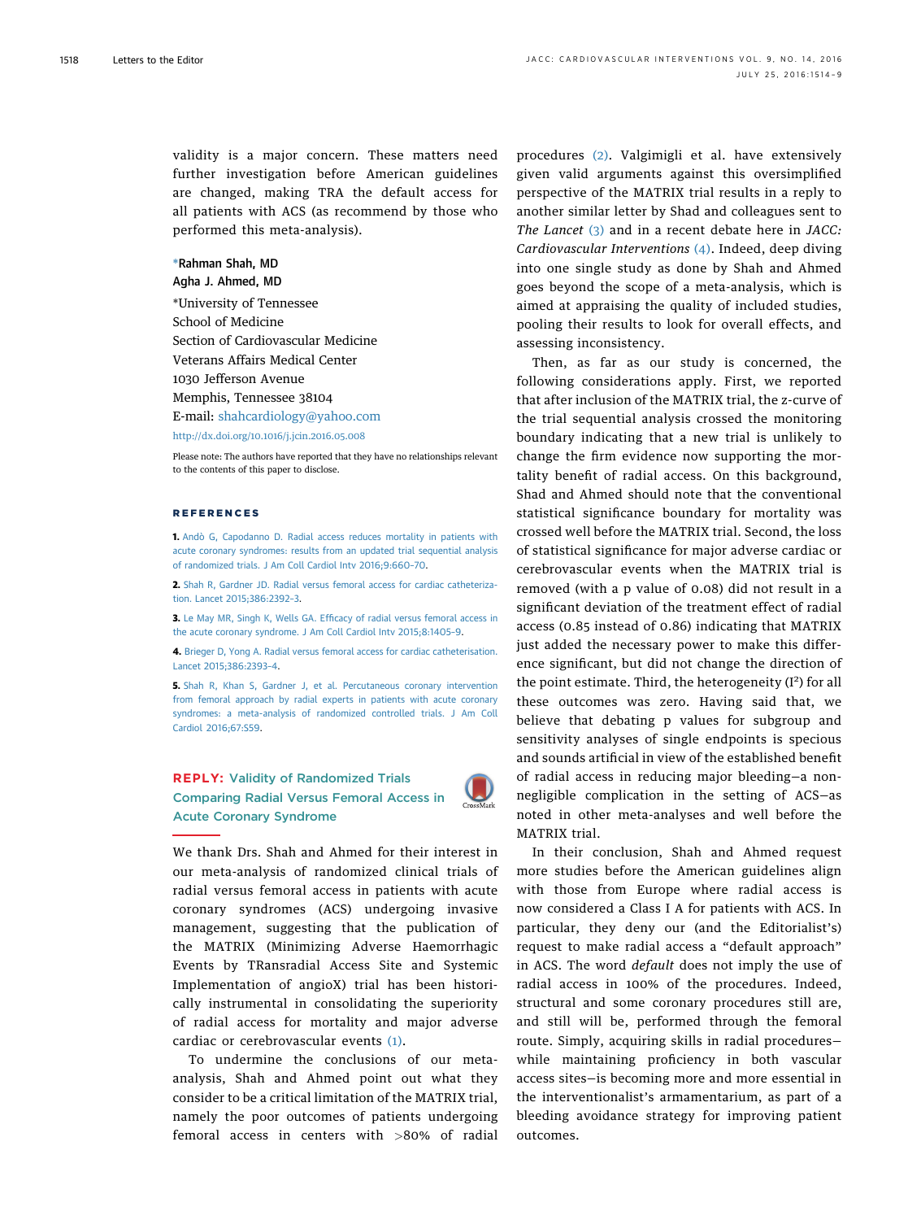validity is a major concern. These matters need further investigation before American guidelines are changed, making TRA the default access for all patients with ACS (as recommend by those who performed this meta-analysis).

*Rahman Shah, MD
Agha J. Ahmed, MD

*University of Tennessee
School of Medicine
Section of Cardiovascular Medicine
Veterans Affairs Medical Center
1030 Jefferson Avenue
Memphis, Tennessee 38104
E-mail: shahcardiology@yahoo.com

http://dx.doi.org/10.1016/j.jcin.2016.05.008

Please note: The authors have reported that they have no relationships relevant to the contents of this paper to disclose.

## REFERENCES

1. Andò G, Capodanno D. Radial access reduces mortality in patients with acute coronary syndromes: results from an updated trial sequential analysis of randomized trials. J Am Coll Cardiol Intv 2016;9:660–70.

2. Shah R, Gardner JD. Radial versus femoral access for cardiac catheterization. Lancet 2015;386:2392–3.

3. Le May MR, Singh K, Wells GA. Efficacy of radial versus femoral access in the acute coronary syndrome. J Am Coll Cardiol Intv 2015;8:1405–9.

4. Brieger D, Yong A. Radial versus femoral access for cardiac catheterisation. Lancet 2015;386:2393–4.

5. Shah R, Khan S, Gardner J, et al. Percutaneous coronary intervention from femoral approach by radial experts in patients with acute coronary syndromes: a meta-analysis of randomized controlled trials. J Am Coll Cardiol 2016;67:S59.

## REPLY: Validity of Randomized Trials Comparing Radial Versus Femoral Access in Acute Coronary Syndrome

We thank Drs. Shah and Ahmed for their interest in our meta-analysis of randomized clinical trials of radial versus femoral access in patients with acute coronary syndromes (ACS) undergoing invasive management, suggesting that the publication of the MATRIX (Minimizing Adverse Haemorrhagic Events by TRansradial Access Site and Systemic Implementation of angioX) trial has been historically instrumental in consolidating the superiority of radial access for mortality and major adverse cardiac or cerebrovascular events (1).

To undermine the conclusions of our meta-analysis, Shah and Ahmed point out what they consider to be a critical limitation of the MATRIX trial, namely the poor outcomes of patients undergoing femoral access in centers with >80% of radial procedures (2). Valgimigli et al. have extensively given valid arguments against this oversimplified perspective of the MATRIX trial results in a reply to another similar letter by Shad and colleagues sent to *The Lancet* (3) and in a recent debate here in *JACC: Cardiovascular Interventions* (4). Indeed, deep diving into one single study as done by Shah and Ahmed goes beyond the scope of a meta-analysis, which is aimed at appraising the quality of included studies, pooling their results to look for overall effects, and assessing inconsistency.

Then, as far as our study is concerned, the following considerations apply. First, we reported that after inclusion of the MATRIX trial, the z-curve of the trial sequential analysis crossed the monitoring boundary indicating that a new trial is unlikely to change the firm evidence now supporting the mortality benefit of radial access. On this background, Shad and Ahmed should note that the conventional statistical significance boundary for mortality was crossed well before the MATRIX trial. Second, the loss of statistical significance for major adverse cardiac or cerebrovascular events when the MATRIX trial is removed (with a p value of 0.08) did not result in a significant deviation of the treatment effect of radial access (0.85 instead of 0.86) indicating that MATRIX just added the necessary power to make this difference significant, but did not change the direction of the point estimate. Third, the heterogeneity ($I^2$) for all these outcomes was zero. Having said that, we believe that debating p values for subgroup and sensitivity analyses of single endpoints is specious and sounds artificial in view of the established benefit of radial access in reducing major bleeding—a non-negligible complication in the setting of ACS—as noted in other meta-analyses and well before the MATRIX trial.

In their conclusion, Shah and Ahmed request more studies before the American guidelines align with those from Europe where radial access is now considered a Class I A for patients with ACS. In particular, they deny our (and the Editorialist's) request to make radial access a "default approach" in ACS. The word *default* does not imply the use of radial access in 100% of the procedures. Indeed, structural and some coronary procedures still are, and still will be, performed through the femoral route. Simply, acquiring skills in radial procedures—while maintaining proficiency in both vascular access sites—is becoming more and more essential in the interventionalist's armamentarium, as part of a bleeding avoidance strategy for improving patient outcomes.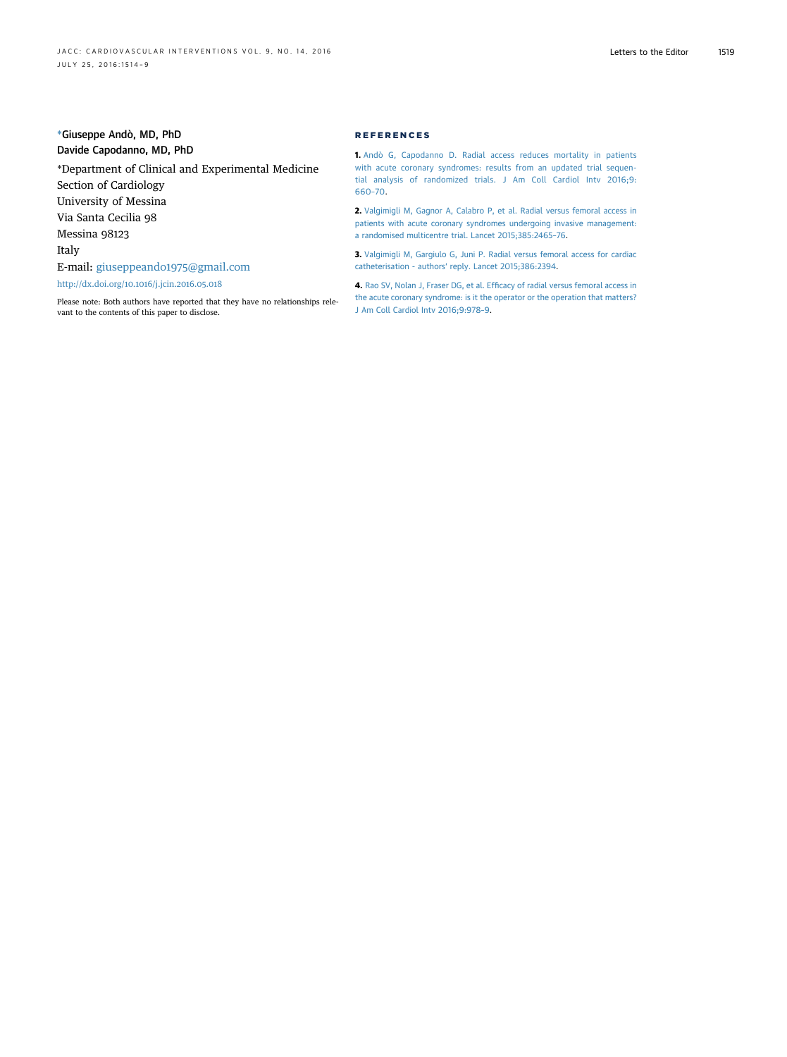*Giuseppe Andò, MD, PhD
Davide Capodanno, MD, PhD

*Department of Clinical and Experimental Medicine
Section of Cardiology
University of Messina
Via Santa Cecilia 98
Messina 98123
Italy
E-mail: giuseppeando1975@gmail.com

http://dx.doi.org/10.1016/j.jcin.2016.05.018

Please note: Both authors have reported that they have no relationships relevant to the contents of this paper to disclose.

## REFERENCES

1. Andò G, Capodanno D. Radial access reduces mortality in patients with acute coronary syndromes: results from an updated trial sequential analysis of randomized trials. J Am Coll Cardiol Intv 2016;9:660–70.

2. Valgimigli M, Gagnor A, Calabro P, et al. Radial versus femoral access in patients with acute coronary syndromes undergoing invasive management: a randomised multicentre trial. Lancet 2015;385:2465–76.

3. Valgimigli M, Gargiulo G, Juni P. Radial versus femoral access for cardiac catheterisation - authors' reply. Lancet 2015;386:2394.

4. Rao SV, Nolan J, Fraser DG, et al. Efficacy of radial versus femoral access in the acute coronary syndrome: is it the operator or the operation that matters? J Am Coll Cardiol Intv 2016;9:978–9.